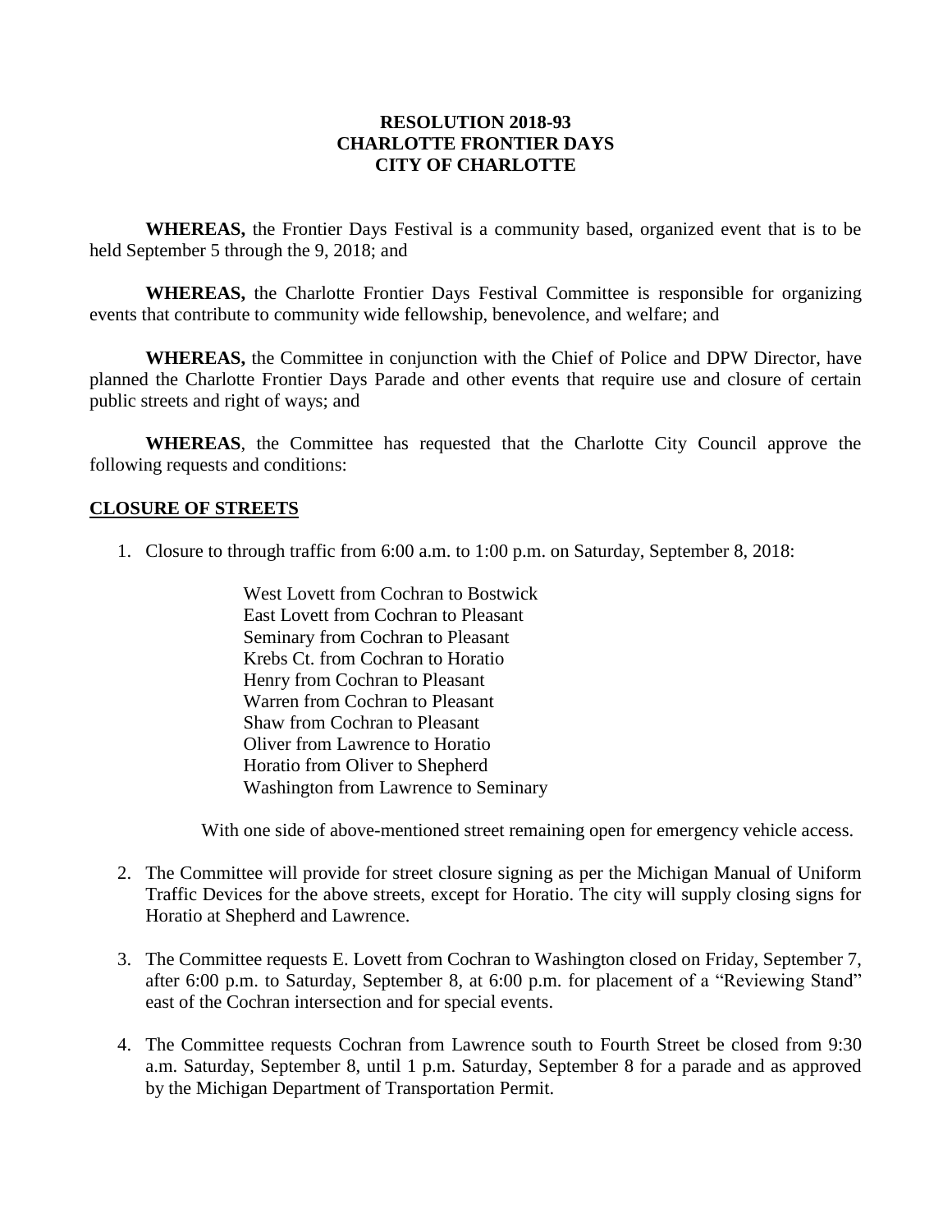# RESOLUTION 2018-93
# CHARLOTTE FRONTIER DAYS
# CITY OF CHARLOTTE

**WHEREAS,** the Frontier Days Festival is a community based, organized event that is to be held September 5 through the 9, 2018; and

**WHEREAS,** the Charlotte Frontier Days Festival Committee is responsible for organizing events that contribute to community wide fellowship, benevolence, and welfare; and

**WHEREAS,** the Committee in conjunction with the Chief of Police and DPW Director, have planned the Charlotte Frontier Days Parade and other events that require use and closure of certain public streets and right of ways; and

**WHEREAS**, the Committee has requested that the Charlotte City Council approve the following requests and conditions:

## CLOSURE OF STREETS

1. Closure to through traffic from 6:00 a.m. to 1:00 p.m. on Saturday, September 8, 2018:

   West Lovett from Cochran to Bostwick
   East Lovett from Cochran to Pleasant
   Seminary from Cochran to Pleasant
   Krebs Ct. from Cochran to Horatio
   Henry from Cochran to Pleasant
   Warren from Cochran to Pleasant
   Shaw from Cochran to Pleasant
   Oliver from Lawrence to Horatio
   Horatio from Oliver to Shepherd
   Washington from Lawrence to Seminary

   With one side of above-mentioned street remaining open for emergency vehicle access.

2. The Committee will provide for street closure signing as per the Michigan Manual of Uniform Traffic Devices for the above streets, except for Horatio. The city will supply closing signs for Horatio at Shepherd and Lawrence.

3. The Committee requests E. Lovett from Cochran to Washington closed on Friday, September 7, after 6:00 p.m. to Saturday, September 8, at 6:00 p.m. for placement of a "Reviewing Stand" east of the Cochran intersection and for special events.

4. The Committee requests Cochran from Lawrence south to Fourth Street be closed from 9:30 a.m. Saturday, September 8, until 1 p.m. Saturday, September 8 for a parade and as approved by the Michigan Department of Transportation Permit.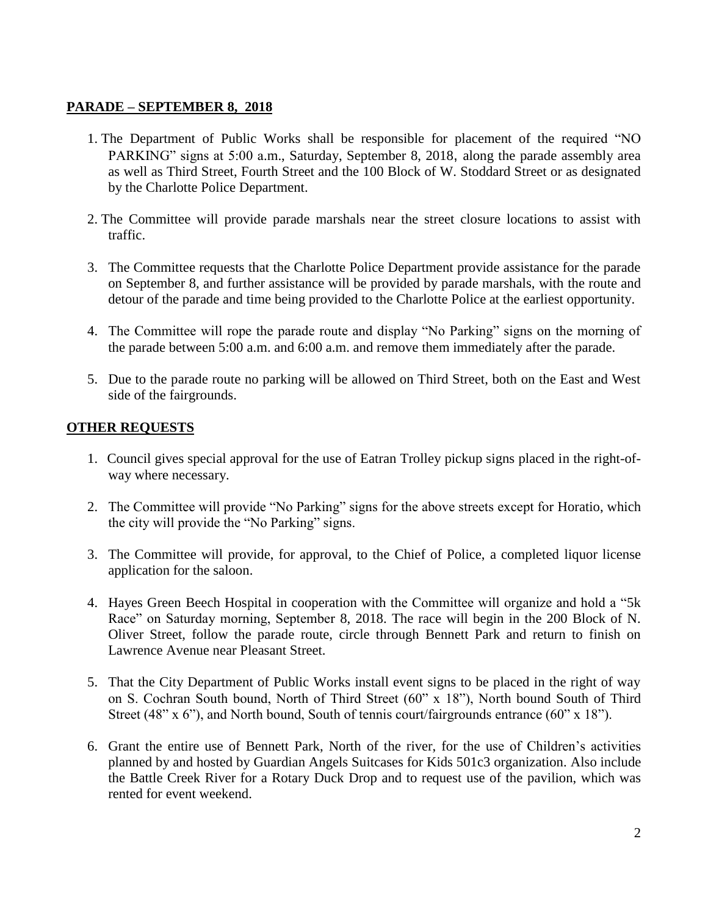## **PARADE – SEPTEMBER 8, 2018**

1. The Department of Public Works shall be responsible for placement of the required "NO PARKING" signs at 5:00 a.m., Saturday, September 8, 2018, along the parade assembly area as well as Third Street, Fourth Street and the 100 Block of W. Stoddard Street or as designated by the Charlotte Police Department.

2. The Committee will provide parade marshals near the street closure locations to assist with traffic.

3. The Committee requests that the Charlotte Police Department provide assistance for the parade on September 8, and further assistance will be provided by parade marshals, with the route and detour of the parade and time being provided to the Charlotte Police at the earliest opportunity.

4. The Committee will rope the parade route and display "No Parking" signs on the morning of the parade between 5:00 a.m. and 6:00 a.m. and remove them immediately after the parade.

5. Due to the parade route no parking will be allowed on Third Street, both on the East and West side of the fairgrounds.

## **OTHER REQUESTS**

1. Council gives special approval for the use of Eatran Trolley pickup signs placed in the right-of-way where necessary.

2. The Committee will provide "No Parking" signs for the above streets except for Horatio, which the city will provide the "No Parking" signs.

3. The Committee will provide, for approval, to the Chief of Police, a completed liquor license application for the saloon.

4. Hayes Green Beech Hospital in cooperation with the Committee will organize and hold a "5k Race" on Saturday morning, September 8, 2018. The race will begin in the 200 Block of N. Oliver Street, follow the parade route, circle through Bennett Park and return to finish on Lawrence Avenue near Pleasant Street.

5. That the City Department of Public Works install event signs to be placed in the right of way on S. Cochran South bound, North of Third Street (60" x 18"), North bound South of Third Street (48" x 6"), and North bound, South of tennis court/fairgrounds entrance (60" x 18").

6. Grant the entire use of Bennett Park, North of the river, for the use of Children's activities planned by and hosted by Guardian Angels Suitcases for Kids 501c3 organization. Also include the Battle Creek River for a Rotary Duck Drop and to request use of the pavilion, which was rented for event weekend.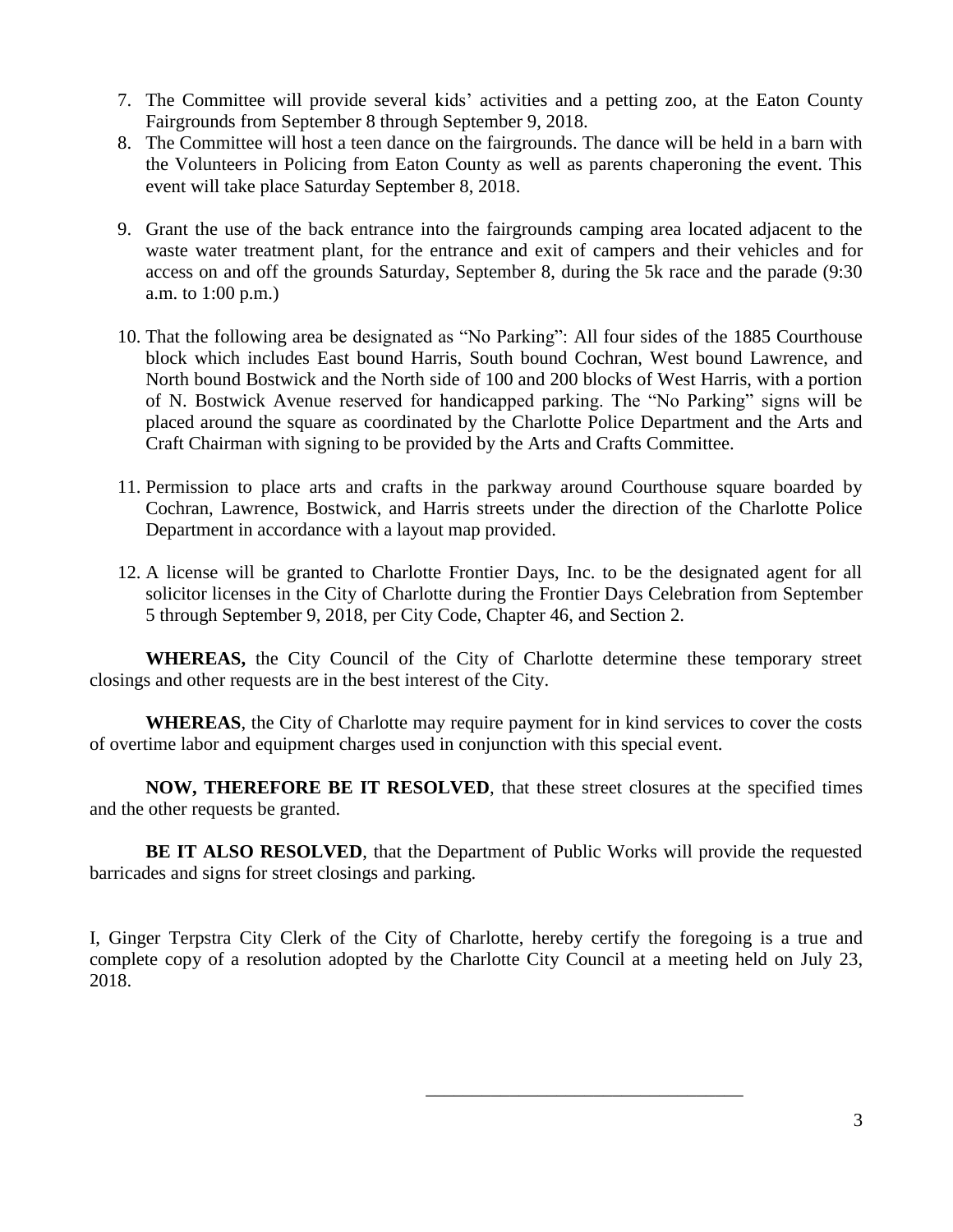7. The Committee will provide several kids' activities and a petting zoo, at the Eaton County Fairgrounds from September 8 through September 9, 2018.
8. The Committee will host a teen dance on the fairgrounds. The dance will be held in a barn with the Volunteers in Policing from Eaton County as well as parents chaperoning the event. This event will take place Saturday September 8, 2018.
9. Grant the use of the back entrance into the fairgrounds camping area located adjacent to the waste water treatment plant, for the entrance and exit of campers and their vehicles and for access on and off the grounds Saturday, September 8, during the 5k race and the parade (9:30 a.m. to 1:00 p.m.)
10. That the following area be designated as "No Parking": All four sides of the 1885 Courthouse block which includes East bound Harris, South bound Cochran, West bound Lawrence, and North bound Bostwick and the North side of 100 and 200 blocks of West Harris, with a portion of N. Bostwick Avenue reserved for handicapped parking. The "No Parking" signs will be placed around the square as coordinated by the Charlotte Police Department and the Arts and Craft Chairman with signing to be provided by the Arts and Crafts Committee.
11. Permission to place arts and crafts in the parkway around Courthouse square boarded by Cochran, Lawrence, Bostwick, and Harris streets under the direction of the Charlotte Police Department in accordance with a layout map provided.
12. A license will be granted to Charlotte Frontier Days, Inc. to be the designated agent for all solicitor licenses in the City of Charlotte during the Frontier Days Celebration from September 5 through September 9, 2018, per City Code, Chapter 46, and Section 2.

**WHEREAS,** the City Council of the City of Charlotte determine these temporary street closings and other requests are in the best interest of the City.

**WHEREAS**, the City of Charlotte may require payment for in kind services to cover the costs of overtime labor and equipment charges used in conjunction with this special event.

**NOW, THEREFORE BE IT RESOLVED**, that these street closures at the specified times and the other requests be granted.

**BE IT ALSO RESOLVED**, that the Department of Public Works will provide the requested barricades and signs for street closings and parking.

I, Ginger Terpstra City Clerk of the City of Charlotte, hereby certify the foregoing is a true and complete copy of a resolution adopted by the Charlotte City Council at a meeting held on July 23, 2018.

\_\_\_\_\_\_\_\_\_\_\_\_\_\_\_\_\_\_\_\_\_\_\_\_\_\_\_\_\_\_\_\_\_\_\_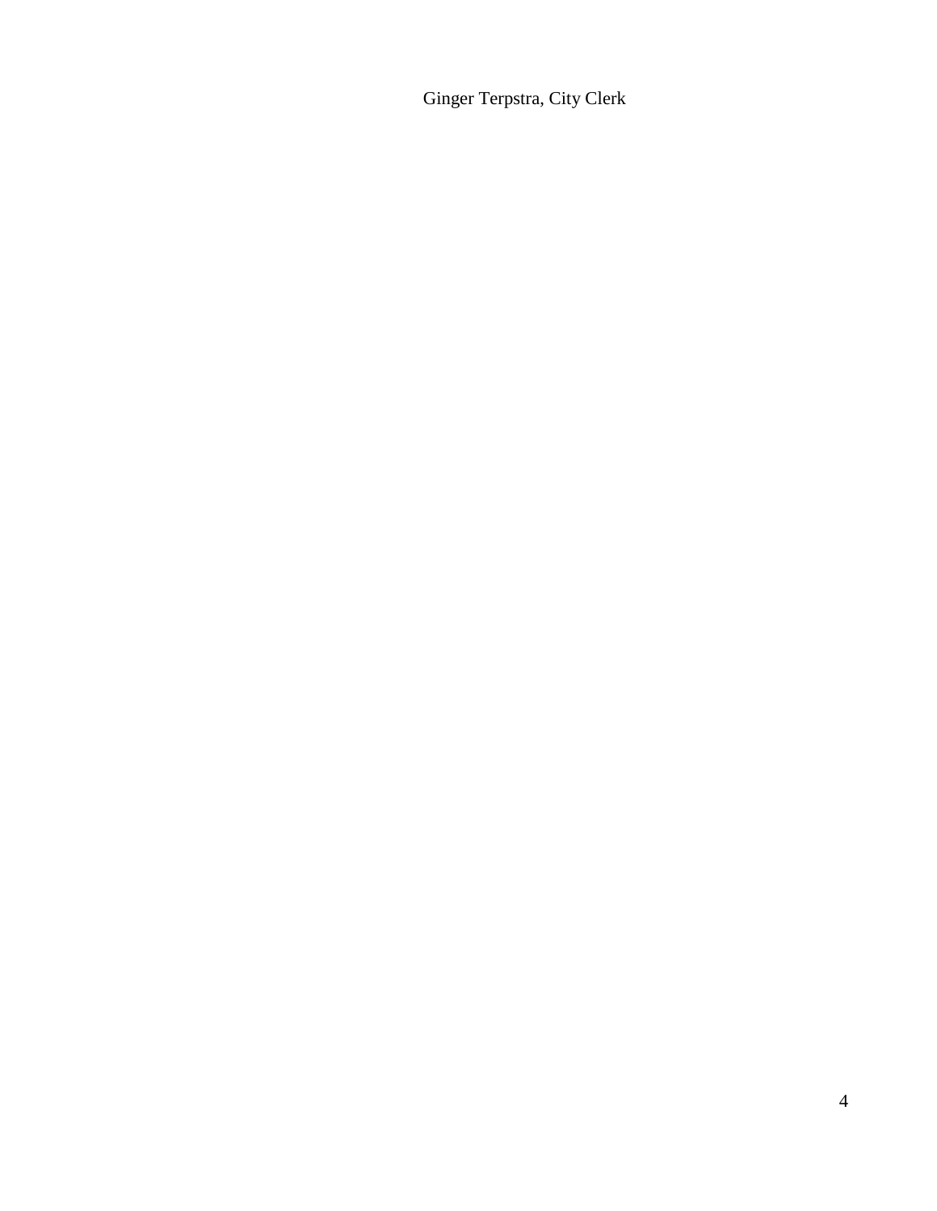Ginger Terpstra, City Clerk